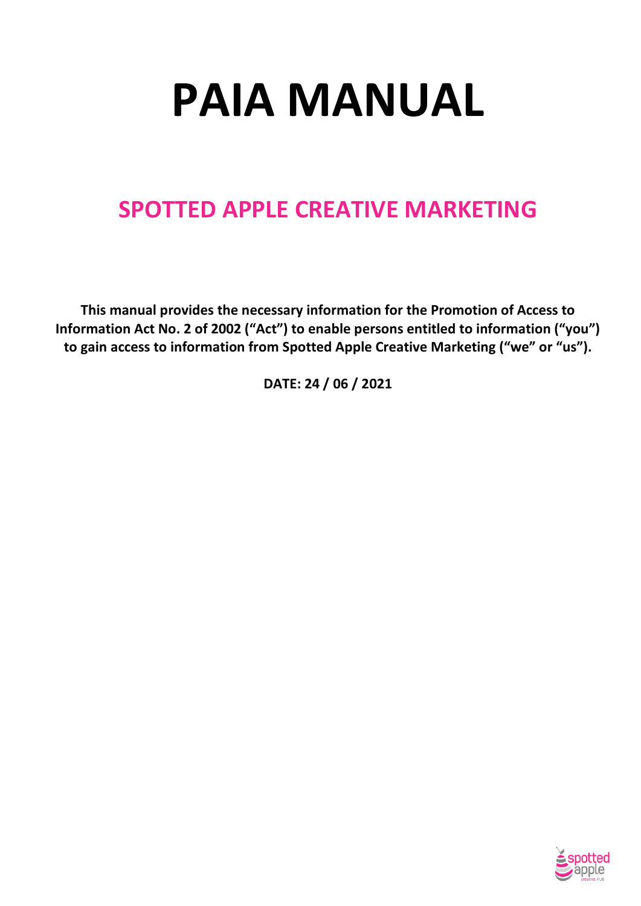# PAIA MANUAL

## SPOTTED APPLE CREATIVE MARKETING

**This manual provides the necessary information for the Promotion of Access to Information Act No. 2 of 2002 ("Act") to enable persons entitled to information ("you") to gain access to information from Spotted Apple Creative Marketing ("we" or "us").**

**DATE: 24 / 06 / 2021**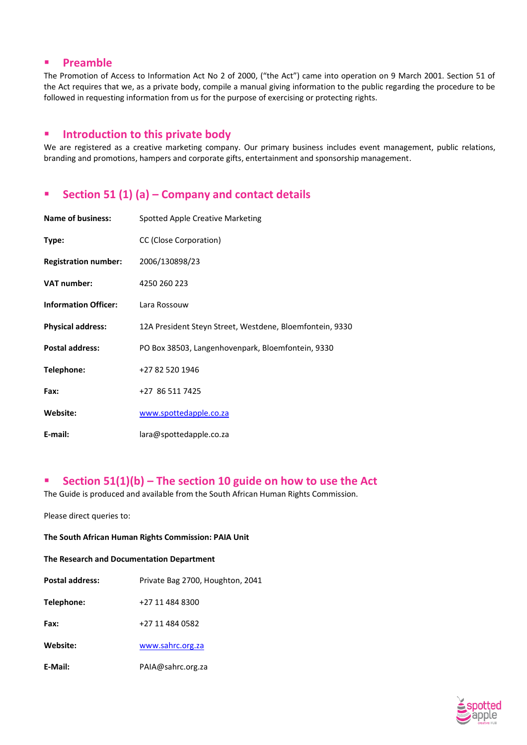## Preamble

The Promotion of Access to Information Act No 2 of 2000, ("the Act") came into operation on 9 March 2001. Section 51 of the Act requires that we, as a private body, compile a manual giving information to the public regarding the procedure to be followed in requesting information from us for the purpose of exercising or protecting rights.

## Introduction to this private body

We are registered as a creative marketing company. Our primary business includes event management, public relations, branding and promotions, hampers and corporate gifts, entertainment and sponsorship management.

## Section 51 (1) (a) – Company and contact details

| | |
|---|---|
| **Name of business:** | Spotted Apple Creative Marketing |
| **Type:** | CC (Close Corporation) |
| **Registration number:** | 2006/130898/23 |
| **VAT number:** | 4250 260 223 |
| **Information Officer:** | Lara Rossouw |
| **Physical address:** | 12A President Steyn Street, Westdene, Bloemfontein, 9330 |
| **Postal address:** | PO Box 38503, Langenhovenpark, Bloemfontein, 9330 |
| **Telephone:** | +27 82 520 1946 |
| **Fax:** | +27 86 511 7425 |
| **Website:** | www.spottedapple.co.za |
| **E-mail:** | lara@spottedapple.co.za |

## Section 51(1)(b) – The section 10 guide on how to use the Act

The Guide is produced and available from the South African Human Rights Commission.

Please direct queries to:

**The South African Human Rights Commission: PAIA Unit**

**The Research and Documentation Department**

| | |
|---|---|
| **Postal address:** | Private Bag 2700, Houghton, 2041 |
| **Telephone:** | +27 11 484 8300 |
| **Fax:** | +27 11 484 0582 |
| **Website:** | www.sahrc.org.za |
| **E-Mail:** | PAIA@sahrc.org.za |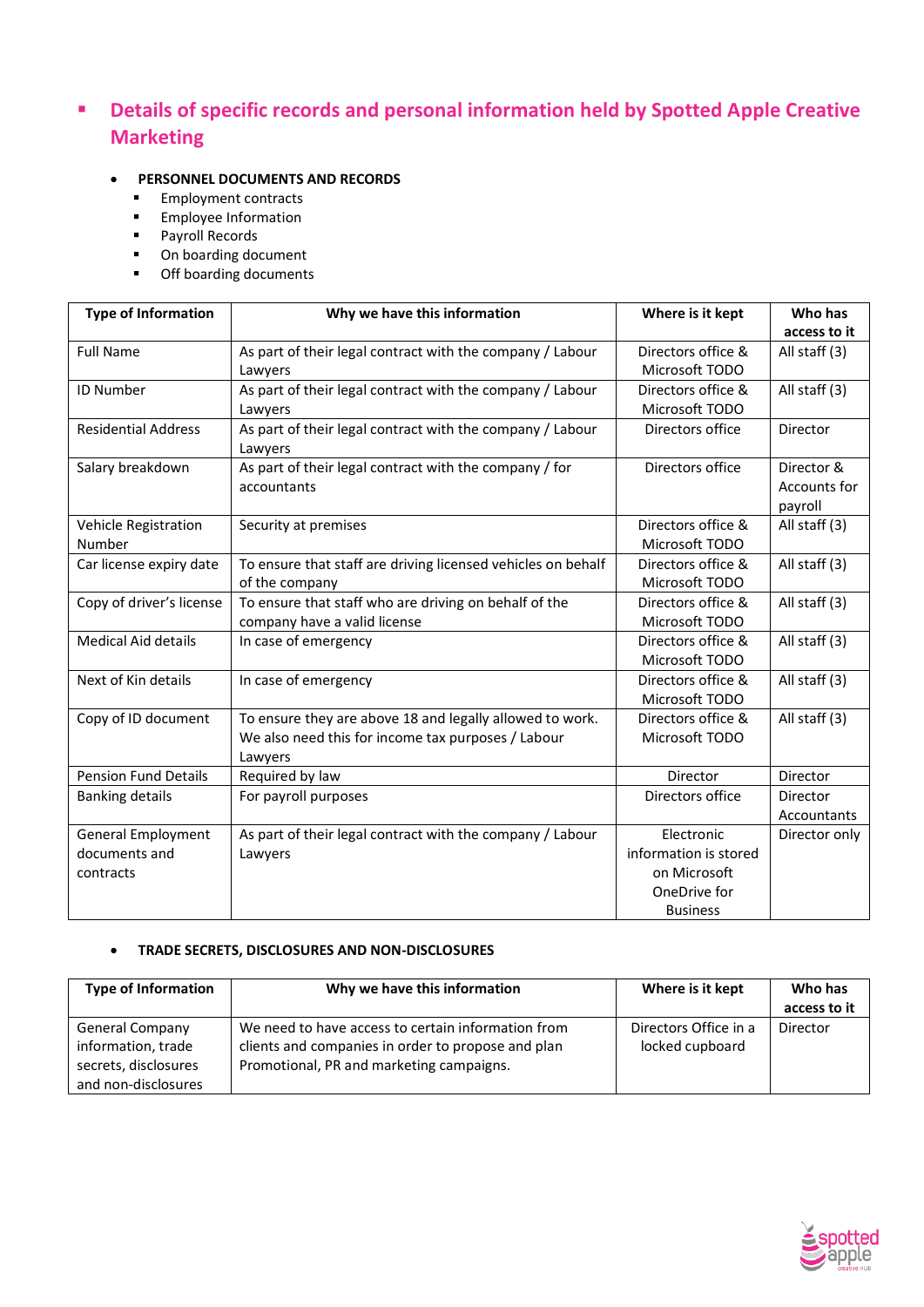## Details of specific records and personal information held by Spotted Apple Creative Marketing

- **PERSONNEL DOCUMENTS AND RECORDS**
  - Employment contracts
  - Employee Information
  - Payroll Records
  - On boarding document
  - Off boarding documents

| Type of Information | Why we have this information | Where is it kept | Who has access to it |
|---|---|---|---|
| Full Name | As part of their legal contract with the company / Labour Lawyers | Directors office & Microsoft TODO | All staff (3) |
| ID Number | As part of their legal contract with the company / Labour Lawyers | Directors office & Microsoft TODO | All staff (3) |
| Residential Address | As part of their legal contract with the company / Labour Lawyers | Directors office | Director |
| Salary breakdown | As part of their legal contract with the company / for accountants | Directors office | Director & Accounts for payroll |
| Vehicle Registration Number | Security at premises | Directors office & Microsoft TODO | All staff (3) |
| Car license expiry date | To ensure that staff are driving licensed vehicles on behalf of the company | Directors office & Microsoft TODO | All staff (3) |
| Copy of driver's license | To ensure that staff who are driving on behalf of the company have a valid license | Directors office & Microsoft TODO | All staff (3) |
| Medical Aid details | In case of emergency | Directors office & Microsoft TODO | All staff (3) |
| Next of Kin details | In case of emergency | Directors office & Microsoft TODO | All staff (3) |
| Copy of ID document | To ensure they are above 18 and legally allowed to work. We also need this for income tax purposes / Labour Lawyers | Directors office & Microsoft TODO | All staff (3) |
| Pension Fund Details | Required by law | Director | Director |
| Banking details | For payroll purposes | Directors office | Director Accountants |
| General Employment documents and contracts | As part of their legal contract with the company / Labour Lawyers | Electronic information is stored on Microsoft OneDrive for Business | Director only |

- **TRADE SECRETS, DISCLOSURES AND NON-DISCLOSURES**

| Type of Information | Why we have this information | Where is it kept | Who has access to it |
|---|---|---|---|
| General Company information, trade secrets, disclosures and non-disclosures | We need to have access to certain information from clients and companies in order to propose and plan Promotional, PR and marketing campaigns. | Directors Office in a locked cupboard | Director |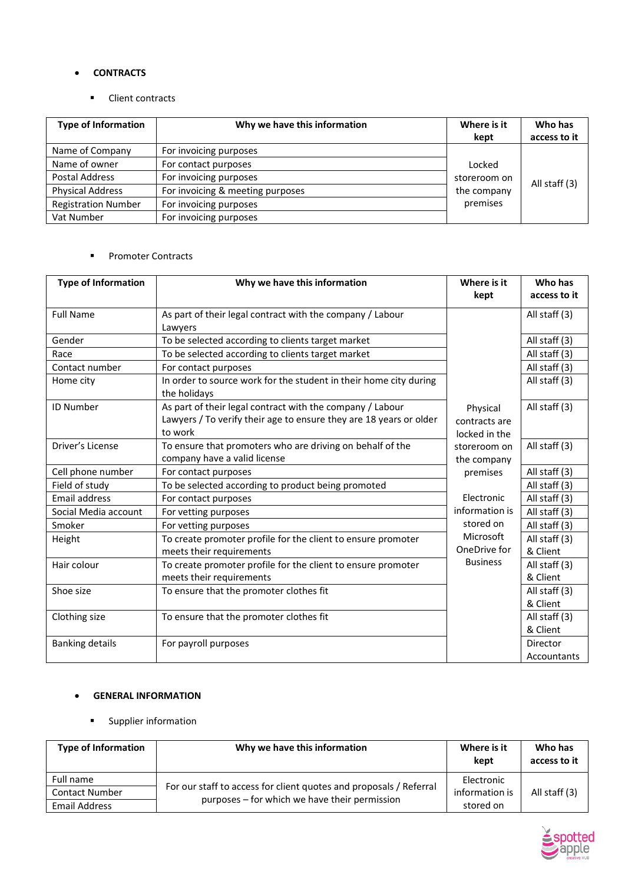- **CONTRACTS**
  - Client contracts

| Type of Information | Why we have this information | Where is it kept | Who has access to it |
|---|---|---|---|
| Name of Company | For invoicing purposes | Locked storeroom on the company premises | All staff (3) |
| Name of owner | For contact purposes | | |
| Postal Address | For invoicing purposes | | |
| Physical Address | For invoicing & meeting purposes | | |
| Registration Number | For invoicing purposes | | |
| Vat Number | For invoicing purposes | | |

  - Promoter Contracts

| Type of Information | Why we have this information | Where is it kept | Who has access to it |
|---|---|---|---|
| Full Name | As part of their legal contract with the company / Labour Lawyers | Physical contracts are locked in the storeroom on the company premises<br><br>Electronic information is stored on Microsoft OneDrive for Business | All staff (3) |
| Gender | To be selected according to clients target market | | All staff (3) |
| Race | To be selected according to clients target market | | All staff (3) |
| Contact number | For contact purposes | | All staff (3) |
| Home city | In order to source work for the student in their home city during the holidays | | All staff (3) |
| ID Number | As part of their legal contract with the company / Labour Lawyers / To verify their age to ensure they are 18 years or older to work | | All staff (3) |
| Driver's License | To ensure that promoters who are driving on behalf of the company have a valid license | | All staff (3) |
| Cell phone number | For contact purposes | | All staff (3) |
| Field of study | To be selected according to product being promoted | | All staff (3) |
| Email address | For contact purposes | | All staff (3) |
| Social Media account | For vetting purposes | | All staff (3) |
| Smoker | For vetting purposes | | All staff (3) |
| Height | To create promoter profile for the client to ensure promoter meets their requirements | | All staff (3) & Client |
| Hair colour | To create promoter profile for the client to ensure promoter meets their requirements | | All staff (3) & Client |
| Shoe size | To ensure that the promoter clothes fit | | All staff (3) & Client |
| Clothing size | To ensure that the promoter clothes fit | | All staff (3) & Client |
| Banking details | For payroll purposes | | Director Accountants |

- **GENERAL INFORMATION**
  - Supplier information

| Type of Information | Why we have this information | Where is it kept | Who has access to it |
|---|---|---|---|
| Full name | For our staff to access for client quotes and proposals / Referral purposes – for which we have their permission | Electronic information is stored on | All staff (3) |
| Contact Number | | | |
| Email Address | | | |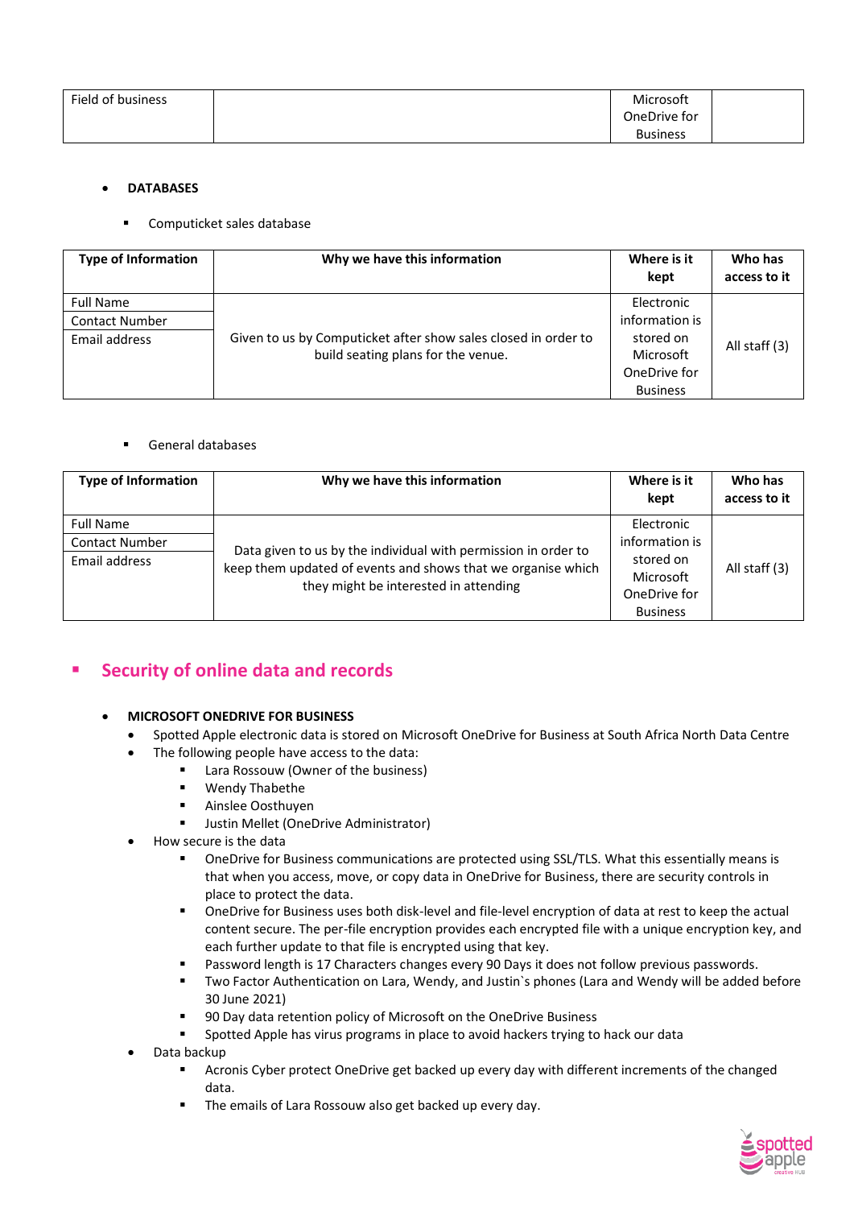| Field of business | | Microsoft OneDrive for Business | |
|---|---|---|---|

- **DATABASES**
  - Computicket sales database

| Type of Information | Why we have this information | Where is it kept | Who has access to it |
|---|---|---|---|
| Full Name<br>Contact Number<br>Email address | Given to us by Computicket after show sales closed in order to build seating plans for the venue. | Electronic information is stored on Microsoft OneDrive for Business | All staff (3) |

  - General databases

| Type of Information | Why we have this information | Where is it kept | Who has access to it |
|---|---|---|---|
| Full Name<br>Contact Number<br>Email address | Data given to us by the individual with permission in order to keep them updated of events and shows that we organise which they might be interested in attending | Electronic information is stored on Microsoft OneDrive for Business | All staff (3) |

## Security of online data and records

- **MICROSOFT ONEDRIVE FOR BUSINESS**
  - Spotted Apple electronic data is stored on Microsoft OneDrive for Business at South Africa North Data Centre
  - The following people have access to the data:
    - Lara Rossouw (Owner of the business)
    - Wendy Thabethe
    - Ainslee Oosthuyen
    - Justin Mellet (OneDrive Administrator)
  - How secure is the data
    - OneDrive for Business communications are protected using SSL/TLS. What this essentially means is that when you access, move, or copy data in OneDrive for Business, there are security controls in place to protect the data.
    - OneDrive for Business uses both disk-level and file-level encryption of data at rest to keep the actual content secure. The per-file encryption provides each encrypted file with a unique encryption key, and each further update to that file is encrypted using that key.
    - Password length is 17 Characters changes every 90 Days it does not follow previous passwords.
    - Two Factor Authentication on Lara, Wendy, and Justin`s phones (Lara and Wendy will be added before 30 June 2021)
    - 90 Day data retention policy of Microsoft on the OneDrive Business
    - Spotted Apple has virus programs in place to avoid hackers trying to hack our data
  - Data backup
    - Acronis Cyber protect OneDrive get backed up every day with different increments of the changed data.
    - The emails of Lara Rossouw also get backed up every day.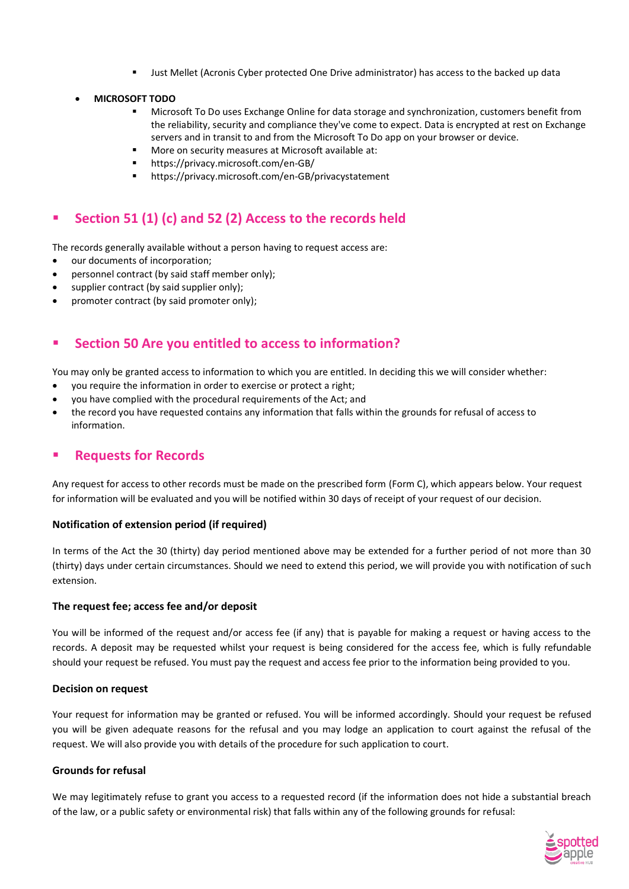- Just Mellet (Acronis Cyber protected One Drive administrator) has access to the backed up data

- **MICROSOFT TODO**
    - Microsoft To Do uses Exchange Online for data storage and synchronization, customers benefit from the reliability, security and compliance they've come to expect. Data is encrypted at rest on Exchange servers and in transit to and from the Microsoft To Do app on your browser or device.
    - More on security measures at Microsoft available at:
    - https://privacy.microsoft.com/en-GB/
    - https://privacy.microsoft.com/en-GB/privacystatement

## Section 51 (1) (c) and 52 (2) Access to the records held

The records generally available without a person having to request access are:

- our documents of incorporation;
- personnel contract (by said staff member only);
- supplier contract (by said supplier only);
- promoter contract (by said promoter only);

## Section 50 Are you entitled to access to information?

You may only be granted access to information to which you are entitled. In deciding this we will consider whether:

- you require the information in order to exercise or protect a right;
- you have complied with the procedural requirements of the Act; and
- the record you have requested contains any information that falls within the grounds for refusal of access to information.

## Requests for Records

Any request for access to other records must be made on the prescribed form (Form C), which appears below. Your request for information will be evaluated and you will be notified within 30 days of receipt of your request of our decision.

### Notification of extension period (if required)

In terms of the Act the 30 (thirty) day period mentioned above may be extended for a further period of not more than 30 (thirty) days under certain circumstances. Should we need to extend this period, we will provide you with notification of such extension.

### The request fee; access fee and/or deposit

You will be informed of the request and/or access fee (if any) that is payable for making a request or having access to the records. A deposit may be requested whilst your request is being considered for the access fee, which is fully refundable should your request be refused. You must pay the request and access fee prior to the information being provided to you.

### Decision on request

Your request for information may be granted or refused. You will be informed accordingly. Should your request be refused you will be given adequate reasons for the refusal and you may lodge an application to court against the refusal of the request. We will also provide you with details of the procedure for such application to court.

### Grounds for refusal

We may legitimately refuse to grant you access to a requested record (if the information does not hide a substantial breach of the law, or a public safety or environmental risk) that falls within any of the following grounds for refusal: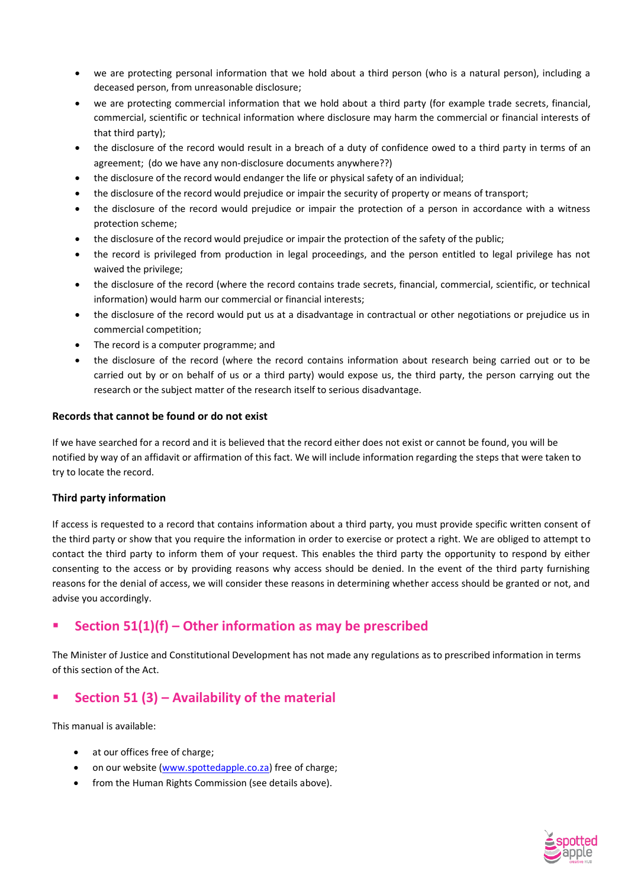- we are protecting personal information that we hold about a third person (who is a natural person), including a deceased person, from unreasonable disclosure;
- we are protecting commercial information that we hold about a third party (for example trade secrets, financial, commercial, scientific or technical information where disclosure may harm the commercial or financial interests of that third party);
- the disclosure of the record would result in a breach of a duty of confidence owed to a third party in terms of an agreement; (do we have any non-disclosure documents anywhere??)
- the disclosure of the record would endanger the life or physical safety of an individual;
- the disclosure of the record would prejudice or impair the security of property or means of transport;
- the disclosure of the record would prejudice or impair the protection of a person in accordance with a witness protection scheme;
- the disclosure of the record would prejudice or impair the protection of the safety of the public;
- the record is privileged from production in legal proceedings, and the person entitled to legal privilege has not waived the privilege;
- the disclosure of the record (where the record contains trade secrets, financial, commercial, scientific, or technical information) would harm our commercial or financial interests;
- the disclosure of the record would put us at a disadvantage in contractual or other negotiations or prejudice us in commercial competition;
- The record is a computer programme; and
- the disclosure of the record (where the record contains information about research being carried out or to be carried out by or on behalf of us or a third party) would expose us, the third party, the person carrying out the research or the subject matter of the research itself to serious disadvantage.

**Records that cannot be found or do not exist**

If we have searched for a record and it is believed that the record either does not exist or cannot be found, you will be notified by way of an affidavit or affirmation of this fact. We will include information regarding the steps that were taken to try to locate the record.

**Third party information**

If access is requested to a record that contains information about a third party, you must provide specific written consent of the third party or show that you require the information in order to exercise or protect a right. We are obliged to attempt to contact the third party to inform them of your request. This enables the third party the opportunity to respond by either consenting to the access or by providing reasons why access should be denied. In the event of the third party furnishing reasons for the denial of access, we will consider these reasons in determining whether access should be granted or not, and advise you accordingly.

## Section 51(1)(f) – Other information as may be prescribed

The Minister of Justice and Constitutional Development has not made any regulations as to prescribed information in terms of this section of the Act.

## Section 51 (3) – Availability of the material

This manual is available:

- at our offices free of charge;
- on our website (www.spottedapple.co.za) free of charge;
- from the Human Rights Commission (see details above).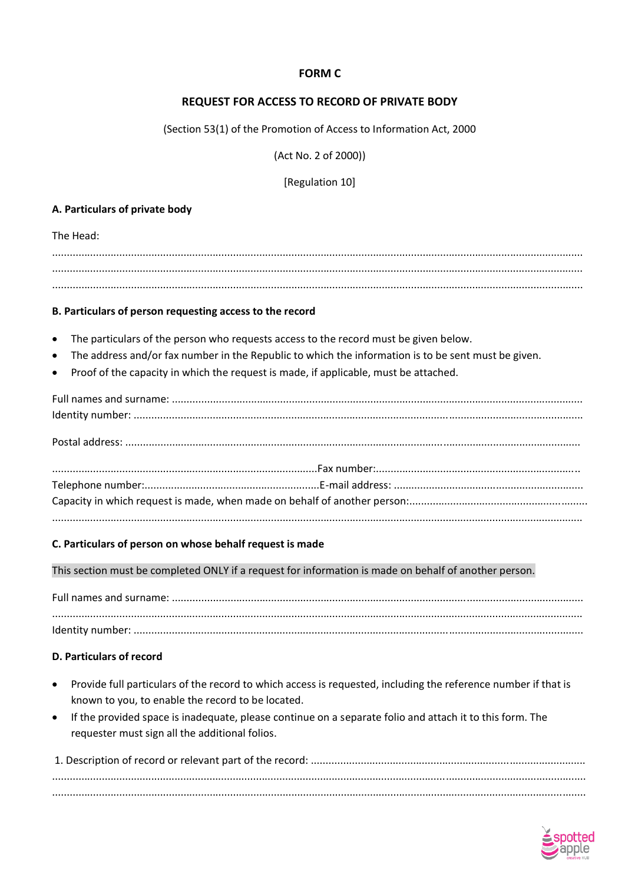**FORM C**

**REQUEST FOR ACCESS TO RECORD OF PRIVATE BODY**

(Section 53(1) of the Promotion of Access to Information Act, 2000

(Act No. 2 of 2000))

[Regulation 10]

**A. Particulars of private body**

The Head:

..............................................................................................................................................................
..............................................................................................................................................................
..............................................................................................................................................................

**B. Particulars of person requesting access to the record**

- The particulars of the person who requests access to the record must be given below.
- The address and/or fax number in the Republic to which the information is to be sent must be given.
- Proof of the capacity in which the request is made, if applicable, must be attached.

Full names and surname: ..............................................................................................................................
Identity number: ..........................................................................................................................................

Postal address: .............................................................................................................................................

..........................................................................................Fax number:......................................................................
Telephone number:...........................................................E-mail address: ................................................................
Capacity in which request is made, when made on behalf of another person:..............................................................
..............................................................................................................................................................

**C. Particulars of person on whose behalf request is made**

This section must be completed ONLY if a request for information is made on behalf of another person.

Full names and surname: ..............................................................................................................................
..............................................................................................................................................................
Identity number: ..........................................................................................................................................

**D. Particulars of record**

- Provide full particulars of the record to which access is requested, including the reference number if that is known to you, to enable the record to be located.
- If the provided space is inadequate, please continue on a separate folio and attach it to this form. The requester must sign all the additional folios.

1. Description of record or relevant part of the record: ...............................................................................................
..............................................................................................................................................................
..............................................................................................................................................................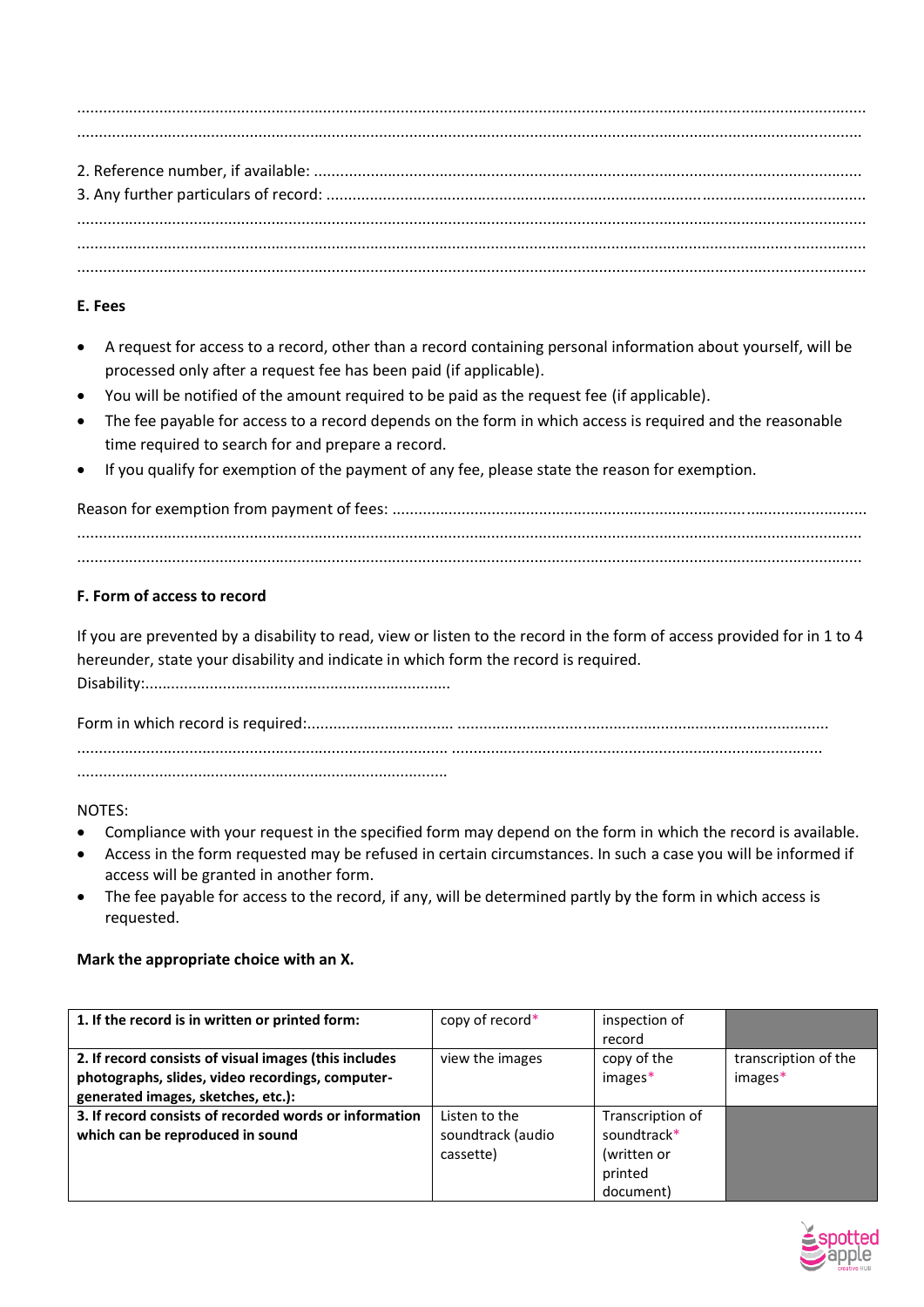.............................................................................................................................................................................

.............................................................................................................................................................................

2. Reference number, if available: .............................................................................................................................

3. Any further particulars of record: ..........................................................................................................................

.............................................................................................................................................................................

.............................................................................................................................................................................

.............................................................................................................................................................................

**E. Fees**

- A request for access to a record, other than a record containing personal information about yourself, will be processed only after a request fee has been paid (if applicable).
- You will be notified of the amount required to be paid as the request fee (if applicable).
- The fee payable for access to a record depends on the form in which access is required and the reasonable time required to search for and prepare a record.
- If you qualify for exemption of the payment of any fee, please state the reason for exemption.

Reason for exemption from payment of fees: ..............................................................................................................

.............................................................................................................................................................................

.............................................................................................................................................................................

**F. Form of access to record**

If you are prevented by a disability to read, view or listen to the record in the form of access provided for in 1 to 4 hereunder, state your disability and indicate in which form the record is required.
Disability:.......................................................................

Form in which record is required:.................................. ......................................................................................

...................................................................................... ......................................................................................

......................................................................................

NOTES:

- Compliance with your request in the specified form may depend on the form in which the record is available.
- Access in the form requested may be refused in certain circumstances. In such a case you will be informed if access will be granted in another form.
- The fee payable for access to the record, if any, will be determined partly by the form in which access is requested.

**Mark the appropriate choice with an X.**

| | | | |
|---|---|---|---|
| **1. If the record is in written or printed form:** | copy of record* | inspection of record | |
| **2. If record consists of visual images (this includes photographs, slides, video recordings, computer-generated images, sketches, etc.):** | view the images | copy of the images* | transcription of the images* |
| **3. If record consists of recorded words or information which can be reproduced in sound** | Listen to the soundtrack (audio cassette) | Transcription of soundtrack* (written or printed document) | |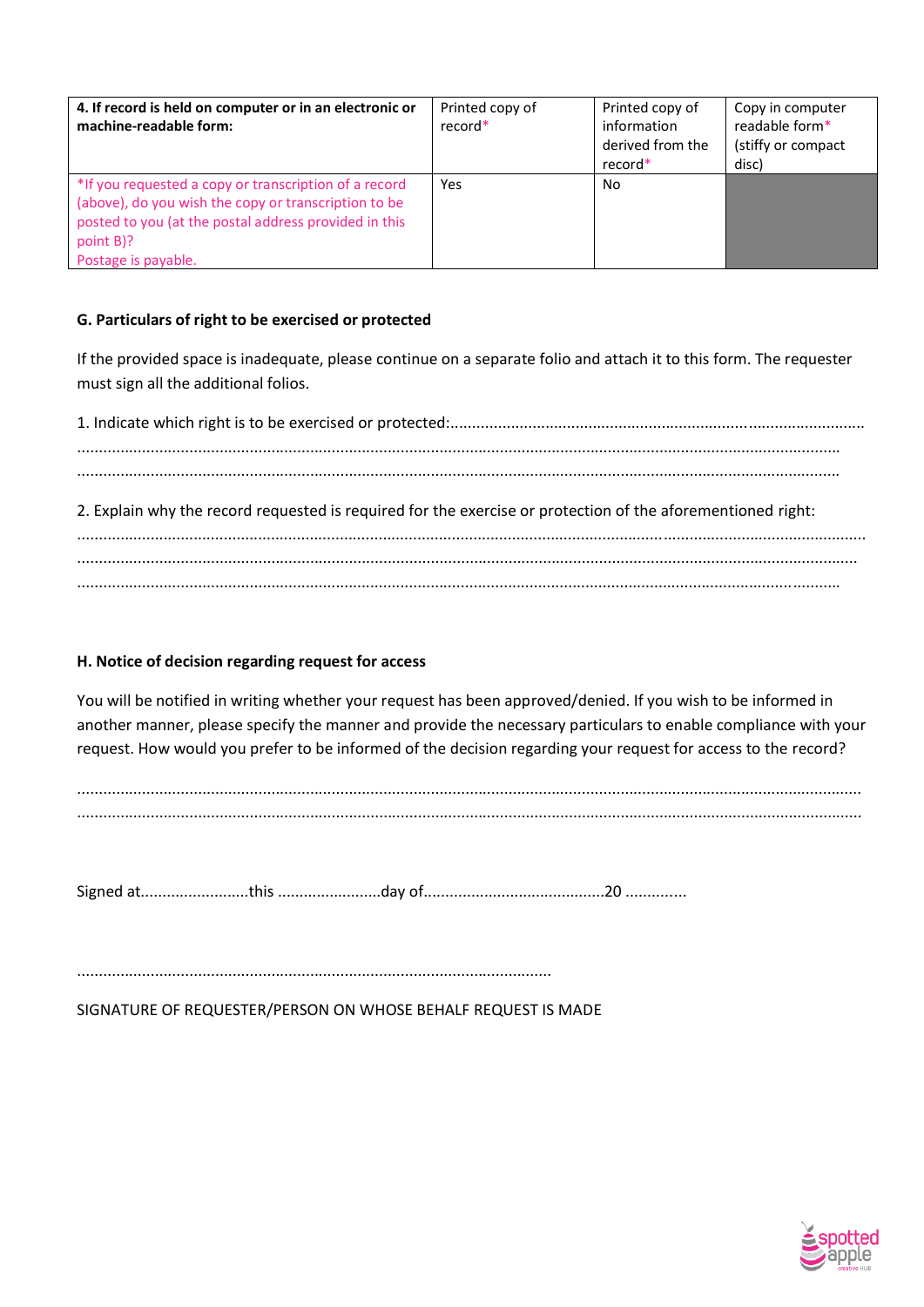| 4. If record is held on computer or in an electronic or machine-readable form: | Printed copy of record* | Printed copy of information derived from the record* | Copy in computer readable form* (stiffy or compact disc) |
|---|---|---|---|
| *If you requested a copy or transcription of a record (above), do you wish the copy or transcription to be posted to you (at the postal address provided in this point B)? Postage is payable. | Yes | No | |

### G. Particulars of right to be exercised or protected

If the provided space is inadequate, please continue on a separate folio and attach it to this form. The requester must sign all the additional folios.

1. Indicate which right is to be exercised or protected:...............................................................................................
.........................................................................................................................................................................
.........................................................................................................................................................................

2. Explain why the record requested is required for the exercise or protection of the aforementioned right:
.........................................................................................................................................................................
.........................................................................................................................................................................
.........................................................................................................................................................................

### H. Notice of decision regarding request for access

You will be notified in writing whether your request has been approved/denied. If you wish to be informed in another manner, please specify the manner and provide the necessary particulars to enable compliance with your request. How would you prefer to be informed of the decision regarding your request for access to the record?

.........................................................................................................................................................................
.........................................................................................................................................................................

Signed at.........................this ........................day of..........................................20 ..............

.............................................................................................................

SIGNATURE OF REQUESTER/PERSON ON WHOSE BEHALF REQUEST IS MADE